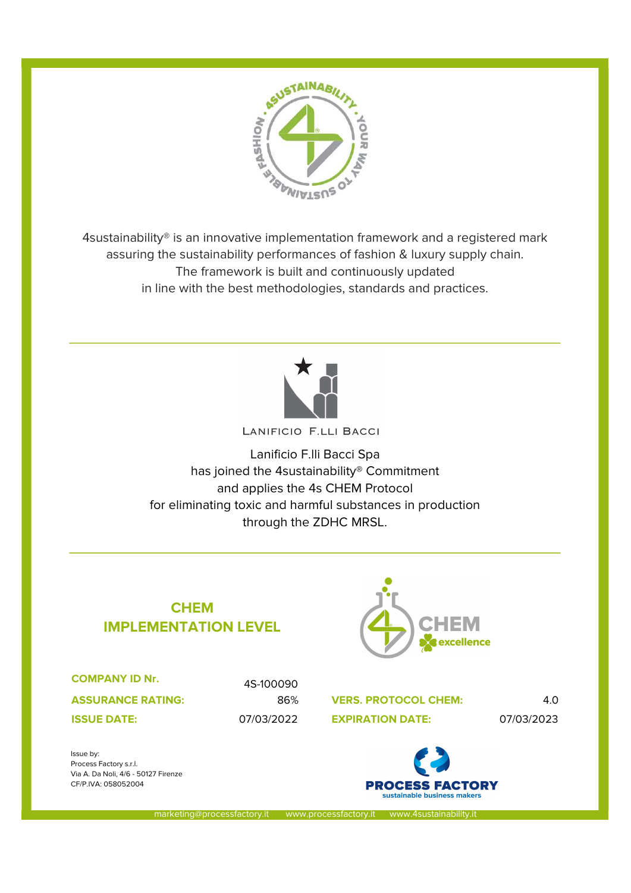4SUSTAINABILITY · YOUR WAY TO SUSTAINABLE FASHION ·

4sustainability® is an innovative implementation framework and a registered mark assuring the sustainability performances of fashion & luxury supply chain.
The framework is built and continuously updated
in line with the best methodologies, standards and practices.

---

LANIFICIO F.LLI BACCI

Lanificio F.lli Bacci Spa
has joined the 4sustainability® Commitment
and applies the 4s CHEM Protocol
for eliminating toxic and harmful substances in production
through the ZDHC MRSL.

---

## CHEM IMPLEMENTATION LEVEL

CHEM excellence

| | | | |
|---|---|---|---|
| **COMPANY ID Nr.** | 4S-100090 | | |
| **ASSURANCE RATING:** | 86% | **VERS. PROTOCOL CHEM:** | 4.0 |
| **ISSUE DATE:** | 07/03/2022 | **EXPIRATION DATE:** | 07/03/2023 |

Issue by:
Process Factory s.r.l.
Via A. Da Noli, 4/6 - 50127 Firenze
CF/P.IVA: 058052004

PROCESS FACTORY
sustainable business makers

marketing@processfactory.it www.processfactory.it www.4sustainability.it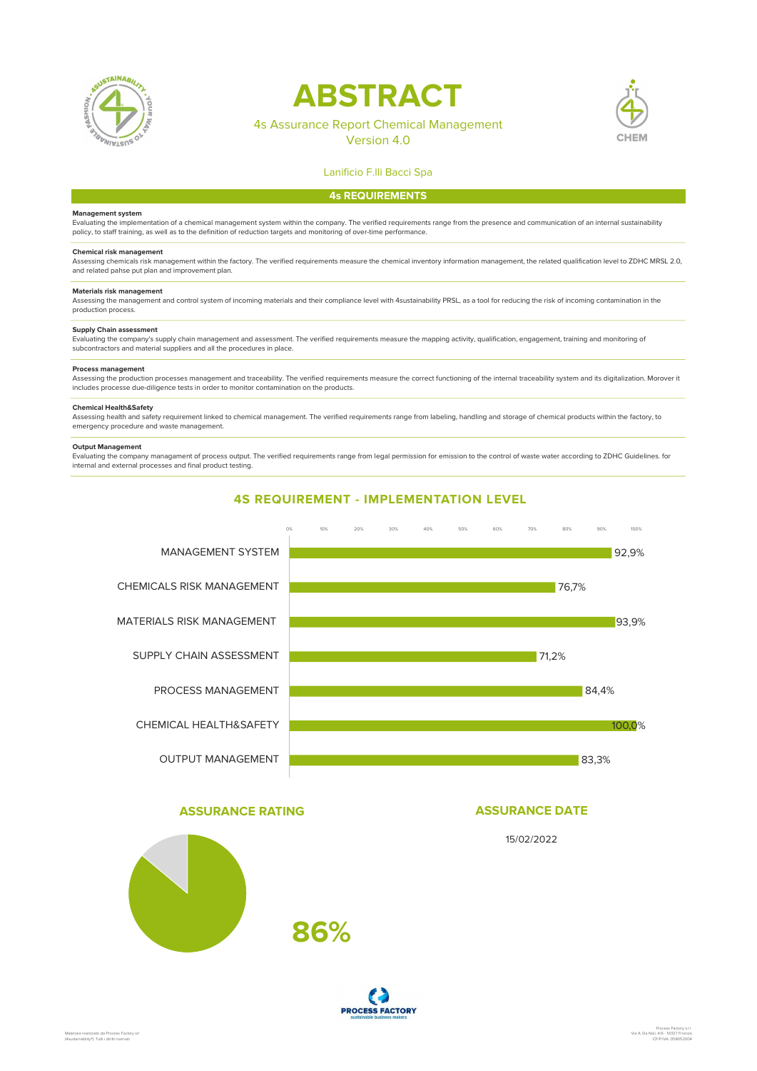# ABSTRACT

4s Assurance Report Chemical Management
Version 4.0

Lanificio F.lli Bacci Spa

## 4s REQUIREMENTS

**Management system**
Evaluating the implementation of a chemical management system within the company. The verified requirements range from the presence and communication of an internal sustainability policy, to staff training, as well as to the definition of reduction targets and monitoring of over-time performance.

**Chemical risk management**
Assessing chemicals risk management within the factory. The verified requirements measure the chemical inventory information management, the related qualification level to ZDHC MRSL 2.0, and related pahse put plan and improvement plan.

**Materials risk management**
Assessing the management and control system of incoming materials and their compliance level with 4sustainability PRSL, as a tool for reducing the risk of incoming contamination in the production process.

**Supply Chain assessment**
Evaluating the company's supply chain management and assessment. The verified requirements measure the mapping activity, qualification, engagement, training and monitoring of subcontractors and material suppliers and all the procedures in place.

**Process management**
Assessing the production processes management and traceability. The verified requirements measure the correct functioning of the internal traceability system and its digitalization. Morover it includes processe due-diligence tests in order to monitor contamination on the products.

**Chemical Health&Safety**
Assessing health and safety requirement linked to chemical management. The verified requirements range from labeling, handling and storage of chemical products within the factory, to emergency procedure and waste management.

**Output Management**
Evaluating the company managament of process output. The verified requirements range from legal permission for emission to the control of waste water according to ZDHC Guidelines. for internal and external processes and final product testing.

## 4S REQUIREMENT - IMPLEMENTATION LEVEL

| Requirement | Implementation level |
|---|---|
| MANAGEMENT SYSTEM | 92,9% |
| CHEMICALS RISK MANAGEMENT | 76,7% |
| MATERIALS RISK MANAGEMENT | 93,9% |
| SUPPLY CHAIN ASSESSMENT | 71,2% |
| PROCESS MANAGEMENT | 84,4% |
| CHEMICAL HEALTH&SAFETY | 100,0% |
| OUTPUT MANAGEMENT | 83,3% |

## ASSURANCE RATING

**86%**

## ASSURANCE DATE

15/02/2022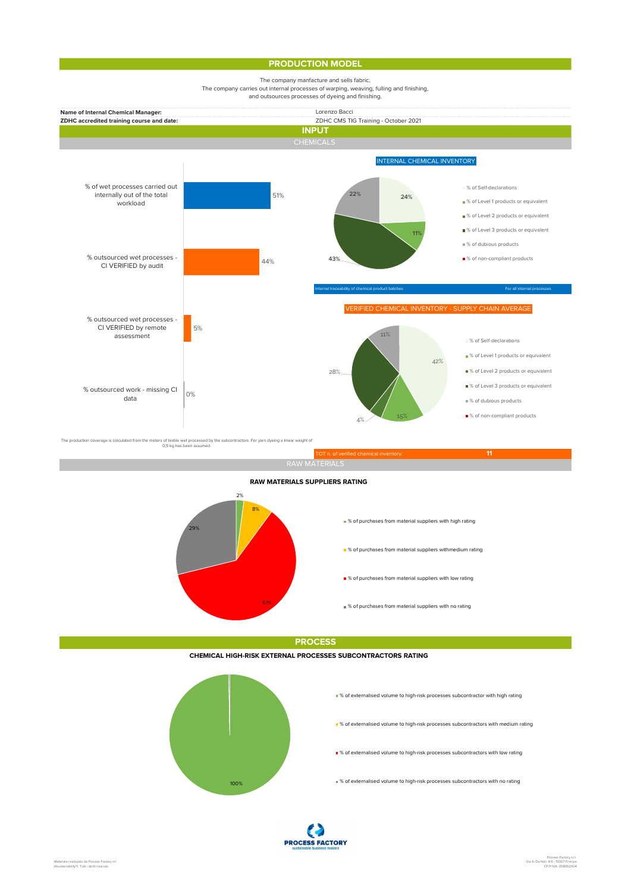## PRODUCTION MODEL

The company manfacture and sells fabric.
The company carries out internal processes of warping, weaving, fulling and finishing,
and outsources processes of dyeing and finishing.

| | |
|---|---|
| **Name of Internal Chemical Manager:** | Lorenzo Bacci |
| **ZDHC accredited training course and date:** | ZDHC CMS TIG Training - October 2021 |

## INPUT

### CHEMICALS

| | |
|---|---|
| % of wet processes carried out internally out of the total workload | 51% |
| % outsourced wet processes - CI VERIFIED by audit | 44% |
| % outsourced wet processes - CI VERIFIED by remote assessment | 5% |
| % outsourced work - missing CI data | 0% |

**INTERNAL CHEMICAL INVENTORY**

| | |
|---|---|
| % of Self-declarations | 24% |
| % of Level 1 products or equivalent | 11% |
| % of Level 2 products or equivalent | |
| % of Level 3 products or equivalent | 43% |
| % of dubious products | 22% |
| % of non-compliant products | |

| | |
|---|---|
| Internal traceability of chemical product batches: | For all internal processes |

**VERIFIED CHEMICAL INVENTORY - SUPPLY CHAIN AVERAGE**

| | |
|---|---|
| % of Self-declarations | 42% |
| % of Level 1 products or equivalent | 15% |
| % of Level 2 products or equivalent | 4% |
| % of Level 3 products or equivalent | 28% |
| % of dubious products | 11% |
| % of non-compliant products | |

The production coverage is calculated from the meters of textile wet processed by the subcontractors. For yarn dyeing a linear weight of 0,5 kg has been assumed.

| | |
|---|---|
| TOT n. of verified chemical inventory: | 11 |

### RAW MATERIALS

**RAW MATERIALS SUPPLIERS RATING**

| | |
|---|---|
| % of purchases from material suppliers with high rating | 2% |
| % of purchases from material suppliers withmedium rating | 8% |
| % of purchases from material suppliers with low rating | 61% |
| % of purchases from material suppliers with no rating | 29% |

## PROCESS

**CHEMICAL HIGH-RISK EXTERNAL PROCESSES SUBCONTRACTORS RATING**

| | |
|---|---|
| % of externalised volume to high-risk processes subcontractor with high rating | 100% |
| % of externalised volume to high-risk processes subcontractors with medium rating | |
| % of externalised volume to high-risk processes subcontractors with low rating | |
| % of externalised volume to high-risk processes subcontractors with no rating | |

PROCESS FACTORY
sustainable business makers

Materiale realizzato da Process Factory srl (#sustainability®) Tutti i diritti riservati

Process Factory s.r.l.
Via A. Da Noli, 4/6 - 50127 Firenze
CF/P.IVA 05805204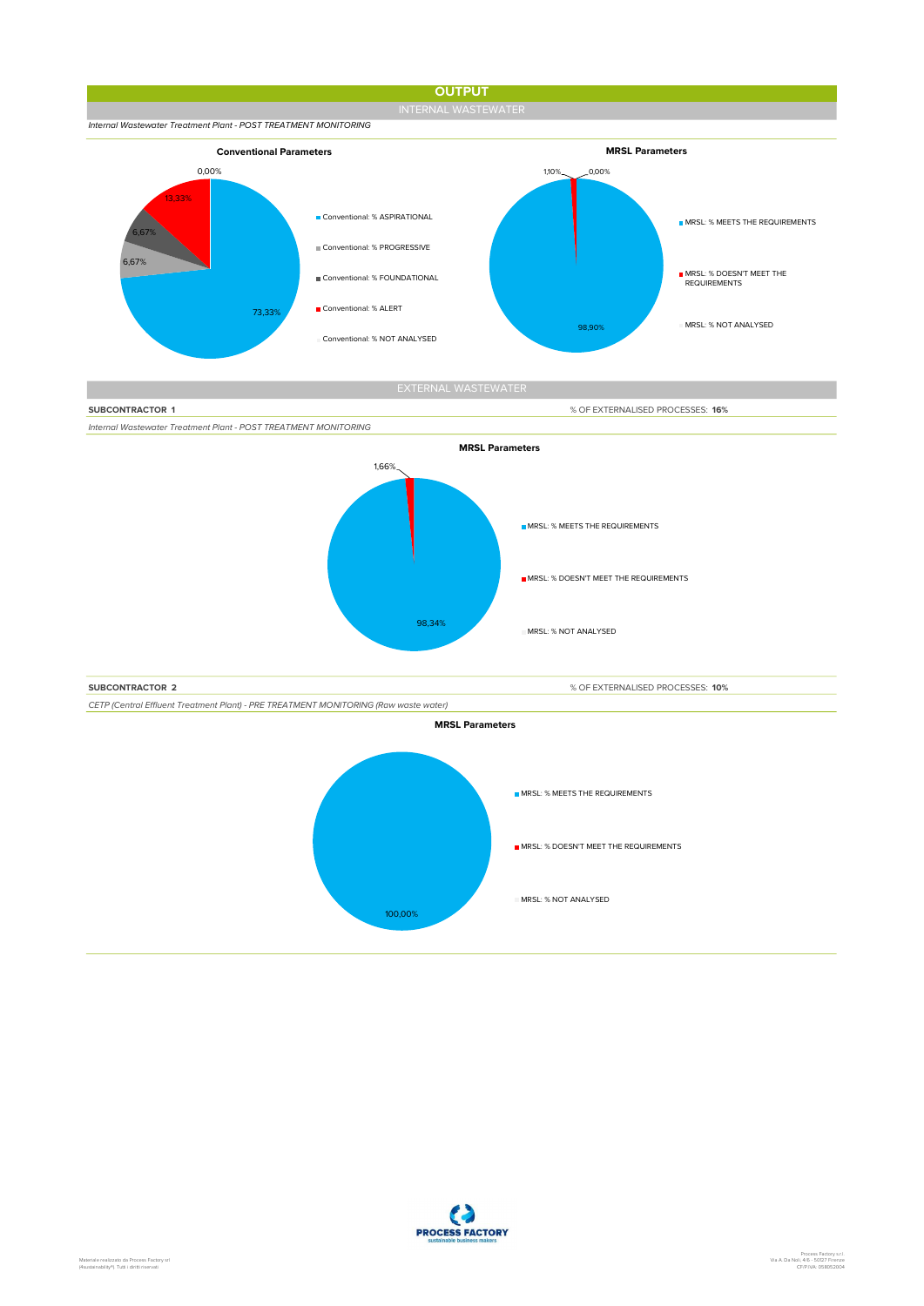# OUTPUT

## INTERNAL WASTEWATER

*Internal Wastewater Treatment Plant - POST TREATMENT MONITORING*

**Conventional Parameters**

- Conventional: % ASPIRATIONAL — 73,33%
- Conventional: % PROGRESSIVE — 6,67%
- Conventional: % FOUNDATIONAL — 6,67%
- Conventional: % ALERT — 13,33%
- Conventional: % NOT ANALYSED — 0,00%

**MRSL Parameters**

- MRSL: % MEETS THE REQUIREMENTS — 98,90%
- MRSL: % DOESN'T MEET THE REQUIREMENTS — 1,10%
- MRSL: % NOT ANALYSED — 0,00%

## EXTERNAL WASTEWATER

**SUBCONTRACTOR 1** — % OF EXTERNALISED PROCESSES: **16%**

*Internal Wastewater Treatment Plant - POST TREATMENT MONITORING*

**MRSL Parameters**

- MRSL: % MEETS THE REQUIREMENTS — 98,34%
- MRSL: % DOESN'T MEET THE REQUIREMENTS — 1,66%
- MRSL: % NOT ANALYSED

**SUBCONTRACTOR 2** — % OF EXTERNALISED PROCESSES: **10%**

*CETP (Central Effluent Treatment Plant) - PRE TREATMENT MONITORING (Raw waste water)*

**MRSL Parameters**

- MRSL: % MEETS THE REQUIREMENTS — 100,00%
- MRSL: % DOESN'T MEET THE REQUIREMENTS
- MRSL: % NOT ANALYSED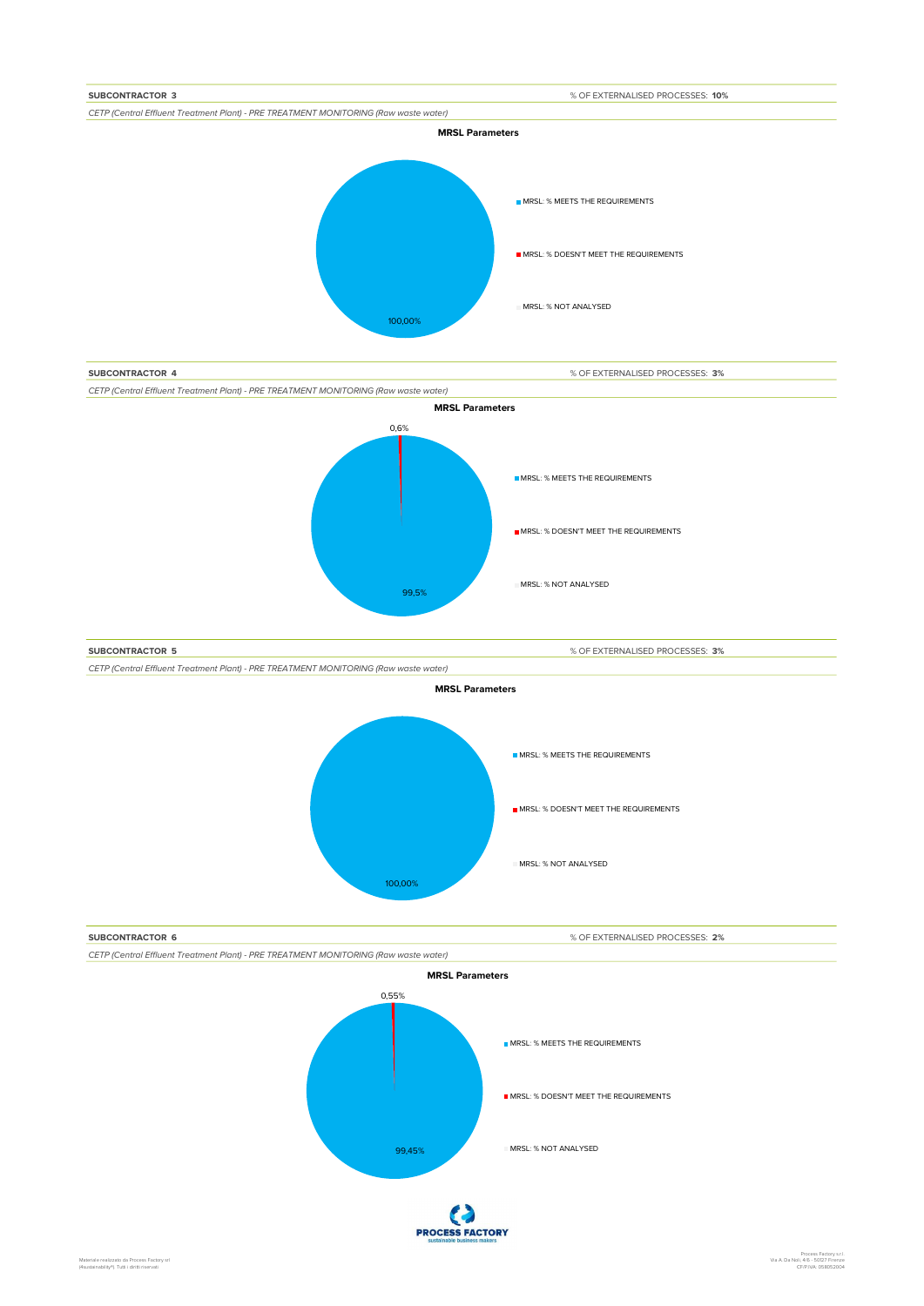**SUBCONTRACTOR 3** % OF EXTERNALISED PROCESSES: **10%**

*CETP (Central Effluent Treatment Plant) - PRE TREATMENT MONITORING (Raw waste water)*

**MRSL Parameters**

100,00%

MRSL: % MEETS THE REQUIREMENTS

MRSL: % DOESN'T MEET THE REQUIREMENTS

MRSL: % NOT ANALYSED

**SUBCONTRACTOR 4** % OF EXTERNALISED PROCESSES: **3%**

*CETP (Central Effluent Treatment Plant) - PRE TREATMENT MONITORING (Raw waste water)*

**MRSL Parameters**

0,6%

99,5%

MRSL: % MEETS THE REQUIREMENTS

MRSL: % DOESN'T MEET THE REQUIREMENTS

MRSL: % NOT ANALYSED

**SUBCONTRACTOR 5** % OF EXTERNALISED PROCESSES: **3%**

*CETP (Central Effluent Treatment Plant) - PRE TREATMENT MONITORING (Raw waste water)*

**MRSL Parameters**

100,00%

MRSL: % MEETS THE REQUIREMENTS

MRSL: % DOESN'T MEET THE REQUIREMENTS

MRSL: % NOT ANALYSED

**SUBCONTRACTOR 6** % OF EXTERNALISED PROCESSES: **2%**

*CETP (Central Effluent Treatment Plant) - PRE TREATMENT MONITORING (Raw waste water)*

**MRSL Parameters**

0,55%

99,45%

MRSL: % MEETS THE REQUIREMENTS

MRSL: % DOESN'T MEET THE REQUIREMENTS

MRSL: % NOT ANALYSED

**PROCESS FACTORY**
sustainable business makers